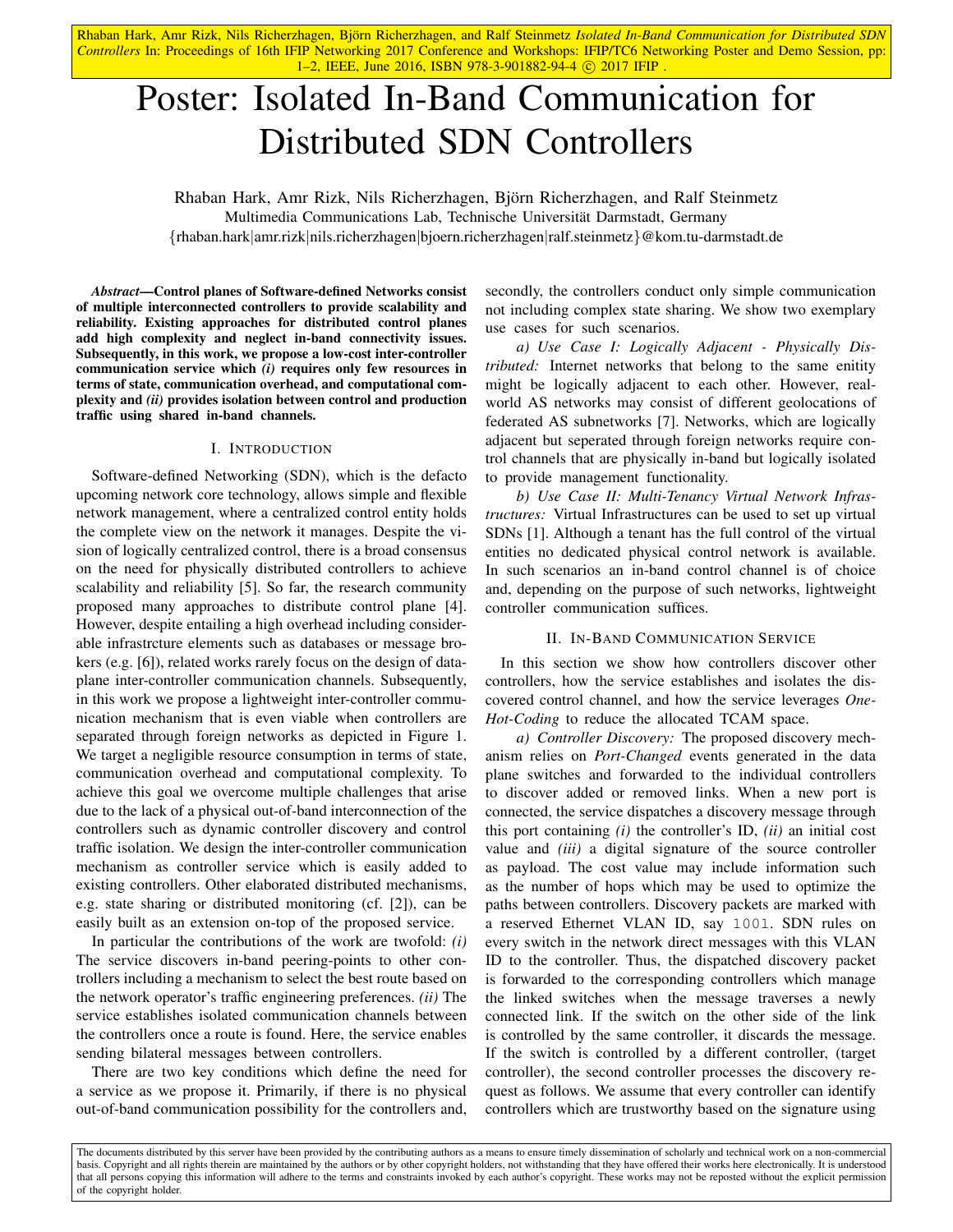# Poster: Isolated In-Band Communication for Distributed SDN Controllers

Rhaban Hark, Amr Rizk, Nils Richerzhagen, Björn Richerzhagen, and Ralf Steinmetz
Multimedia Communications Lab, Technische Universität Darmstadt, Germany
{rhaban.hark|amr.rizk|nils.richerzhagen|bjoern.richerzhagen|ralf.steinmetz}@kom.tu-darmstadt.de

***Abstract*—Control planes of Software-defined Networks consist of multiple interconnected controllers to provide scalability and reliability. Existing approaches for distributed control planes add high complexity and neglect in-band connectivity issues. Subsequently, in this work, we propose a low-cost inter-controller communication service which *(i)* requires only few resources in terms of state, communication overhead, and computational complexity and *(ii)* provides isolation between control and production traffic using shared in-band channels.**

## I. Introduction

Software-defined Networking (SDN), which is the defacto upcoming network core technology, allows simple and flexible network management, where a centralized control entity holds the complete view on the network it manages. Despite the vision of logically centralized control, there is a broad consensus on the need for physically distributed controllers to achieve scalability and reliability [5]. So far, the research community proposed many approaches to distribute control plane [4]. However, despite entailing a high overhead including considerable infrastrcture elements such as databases or message brokers (e.g. [6]), related works rarely focus on the design of data-plane inter-controller communication channels. Subsequently, in this work we propose a lightweight inter-controller communication mechanism that is even viable when controllers are separated through foreign networks as depicted in Figure 1. We target a negligible resource consumption in terms of state, communication overhead and computational complexity. To achieve this goal we overcome multiple challenges that arise due to the lack of a physical out-of-band interconnection of the controllers such as dynamic controller discovery and control traffic isolation. We design the inter-controller communication mechanism as controller service which is easily added to existing controllers. Other elaborated distributed mechanisms, e.g. state sharing or distributed monitoring (cf. [2]), can be easily built as an extension on-top of the proposed service.

In particular the contributions of the work are twofold: *(i)* The service discovers in-band peering-points to other controllers including a mechanism to select the best route based on the network operator's traffic engineering preferences. *(ii)* The service establishes isolated communication channels between the controllers once a route is found. Here, the service enables sending bilateral messages between controllers.

There are two key conditions which define the need for a service as we propose it. Primarily, if there is no physical out-of-band communication possibility for the controllers and, secondly, the controllers conduct only simple communication not including complex state sharing. We show two exemplary use cases for such scenarios.

*a) Use Case I: Logically Adjacent - Physically Distributed:* Internet networks that belong to the same enitity might be logically adjacent to each other. However, real-world AS networks may consist of different geolocations of federated AS subnetworks [7]. Networks, which are logically adjacent but seperated through foreign networks require control channels that are physically in-band but logically isolated to provide management functionality.

*b) Use Case II: Multi-Tenancy Virtual Network Infrastructures:* Virtual Infrastructures can be used to set up virtual SDNs [1]. Although a tenant has the full control of the virtual entities no dedicated physical control network is available. In such scenarios an in-band control channel is of choice and, depending on the purpose of such networks, lightweight controller communication suffices.

## II. In-Band Communication Service

In this section we show how controllers discover other controllers, how the service establishes and isolates the discovered control channel, and how the service leverages *One-Hot-Coding* to reduce the allocated TCAM space.

*a) Controller Discovery:* The proposed discovery mechanism relies on *Port-Changed* events generated in the data plane switches and forwarded to the individual controllers to discover added or removed links. When a new port is connected, the service dispatches a discovery message through this port containing *(i)* the controller's ID, *(ii)* an initial cost value and *(iii)* a digital signature of the source controller as payload. The cost value may include information such as the number of hops which may be used to optimize the paths between controllers. Discovery packets are marked with a reserved Ethernet VLAN ID, say `1001`. SDN rules on every switch in the network direct messages with this VLAN ID to the controller. Thus, the dispatched discovery packet is forwarded to the corresponding controllers which manage the linked switches when the message traverses a newly connected link. If the switch on the other side of the link is controlled by the same controller, it discards the message. If the switch is controlled by a different controller, (target controller), the second controller processes the discovery request as follows. We assume that every controller can identify controllers which are trustworthy based on the signature using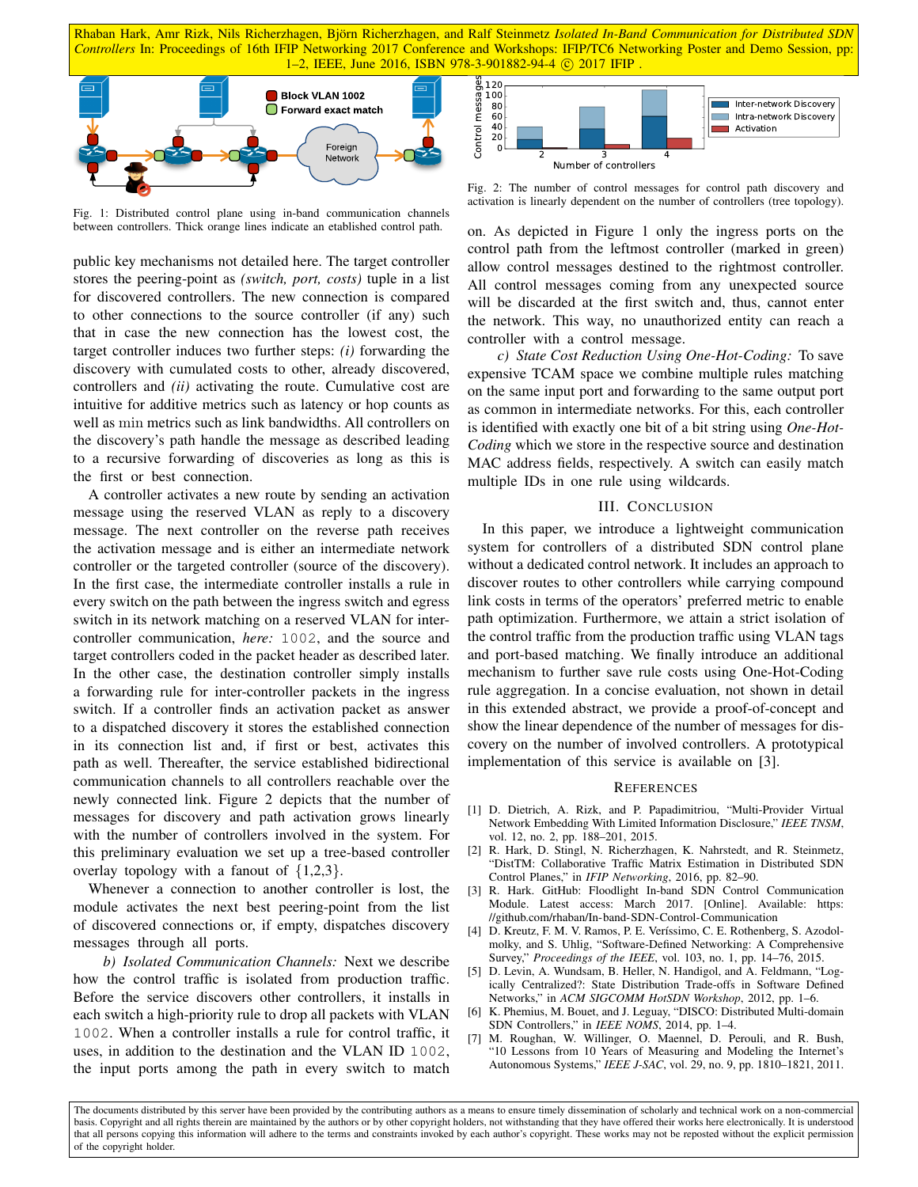Rhaban Hark, Amr Rizk, Nils Richerzhagen, Björn Richerzhagen, and Ralf Steinmetz *Isolated In-Band Communication for Distributed SDN Controllers* In: Proceedings of 16th IFIP Networking 2017 Conference and Workshops: IFIP/TC6 Networking Poster and Demo Session, pp: 1–2, IEEE, June 2016, ISBN 978-3-901882-94-4 © 2017 IFIP .

Block VLAN 1002
Forward exact match
Foreign Network

Fig. 1: Distributed control plane using in-band communication channels between controllers. Thick orange lines indicate an established control path.

Control messages
120
100
80
60
40
20
0
2
3
4
Number of controllers
Inter-network Discovery
Intra-network Discovery
Activation

Fig. 2: The number of control messages for control path discovery and activation is linearly dependent on the number of controllers (tree topology).

public key mechanisms not detailed here. The target controller stores the peering-point as *(switch, port, costs)* tuple in a list for discovered controllers. The new connection is compared to other connections to the source controller (if any) such that in case the new connection has the lowest cost, the target controller induces two further steps: *(i)* forwarding the discovery with cumulated costs to other, already discovered, controllers and *(ii)* activating the route. Cumulative cost are intuitive for additive metrics such as latency or hop counts as well as min metrics such as link bandwidths. All controllers on the discovery's path handle the message as described leading to a recursive forwarding of discoveries as long as this is the first or best connection.

A controller activates a new route by sending an activation message using the reserved VLAN as reply to a discovery message. The next controller on the reverse path receives the activation message and is either an intermediate network controller or the targeted controller (source of the discovery). In the first case, the intermediate controller installs a rule in every switch on the path between the ingress switch and egress switch in its network matching on a reserved VLAN for inter-controller communication, *here:* `1002`, and the source and target controllers coded in the packet header as described later. In the other case, the destination controller simply installs a forwarding rule for inter-controller packets in the ingress switch. If a controller finds an activation packet as answer to a dispatched discovery it stores the established connection in its connection list and, if first or best, activates this path as well. Thereafter, the service established bidirectional communication channels to all controllers reachable over the newly connected link. Figure 2 depicts that the number of messages for discovery and path activation grows linearly with the number of controllers involved in the system. For this preliminary evaluation we set up a tree-based controller overlay topology with a fanout of $\{1,2,3\}$.

Whenever a connection to another controller is lost, the module activates the next best peering-point from the list of discovered connections or, if empty, dispatches discovery messages through all ports.

*b) Isolated Communication Channels:* Next we describe how the control traffic is isolated from production traffic. Before the service discovers other controllers, it installs in each switch a high-priority rule to drop all packets with VLAN `1002`. When a controller installs a rule for control traffic, it uses, in addition to the destination and the VLAN ID `1002`, the input ports among the path in every switch to match on. As depicted in Figure 1 only the ingress ports on the control path from the leftmost controller (marked in green) allow control messages destined to the rightmost controller. All control messages coming from any unexpected source will be discarded at the first switch and, thus, cannot enter the network. This way, no unauthorized entity can reach a controller with a control message.

*c) State Cost Reduction Using One-Hot-Coding:* To save expensive TCAM space we combine multiple rules matching on the same input port and forwarding to the same output port as common in intermediate networks. For this, each controller is identified with exactly one bit of a bit string using *One-Hot-Coding* which we store in the respective source and destination MAC address fields, respectively. A switch can easily match multiple IDs in one rule using wildcards.

## III. Conclusion

In this paper, we introduce a lightweight communication system for controllers of a distributed SDN control plane without a dedicated control network. It includes an approach to discover routes to other controllers while carrying compound link costs in terms of the operators' preferred metric to enable path optimization. Furthermore, we attain a strict isolation of the control traffic from the production traffic using VLAN tags and port-based matching. We finally introduce an additional mechanism to further save rule costs using One-Hot-Coding rule aggregation. In a concise evaluation, not shown in detail in this extended abstract, we provide a proof-of-concept and show the linear dependence of the number of messages for discovery on the number of involved controllers. A prototypical implementation of this service is available on [3].

## References

[1] D. Dietrich, A. Rizk, and P. Papadimitriou, "Multi-Provider Virtual Network Embedding With Limited Information Disclosure," *IEEE TNSM*, vol. 12, no. 2, pp. 188–201, 2015.

[2] R. Hark, D. Stingl, N. Richerzhagen, K. Nahrstedt, and R. Steinmetz, "DistTM: Collaborative Traffic Matrix Estimation in Distributed SDN Control Planes," in *IFIP Networking*, 2016, pp. 82–90.

[3] R. Hark. GitHub: Floodlight In-band SDN Control Communication Module. Latest access: March 2017. [Online]. Available: https://github.com/rhaban/In-band-SDN-Control-Communication

[4] D. Kreutz, F. M. V. Ramos, P. E. Veríssimo, C. E. Rothenberg, S. Azodolmolky, and S. Uhlig, "Software-Defined Networking: A Comprehensive Survey," *Proceedings of the IEEE*, vol. 103, no. 1, pp. 14–76, 2015.

[5] D. Levin, A. Wundsam, B. Heller, N. Handigol, and A. Feldmann, "Logically Centralized?: State Distribution Trade-offs in Software Defined Networks," in *ACM SIGCOMM HotSDN Workshop*, 2012, pp. 1–6.

[6] K. Phemius, M. Bouet, and J. Leguay, "DISCO: Distributed Multi-domain SDN Controllers," in *IEEE NOMS*, 2014, pp. 1–4.

[7] M. Roughan, W. Willinger, O. Maennel, D. Perouli, and R. Bush, "10 Lessons from 10 Years of Measuring and Modeling the Internet's Autonomous Systems," *IEEE J-SAC*, vol. 29, no. 9, pp. 1810–1821, 2011.

The documents distributed by this server have been provided by the contributing authors as a means to ensure timely dissemination of scholarly and technical work on a non-commercial basis. Copyright and all rights therein are maintained by the authors or by other copyright holders, not withstanding that they have offered their works here electronically. It is understood that all persons copying this information will adhere to the terms and constraints invoked by each author's copyright. These works may not be reposted without the explicit permission of the copyright holder.